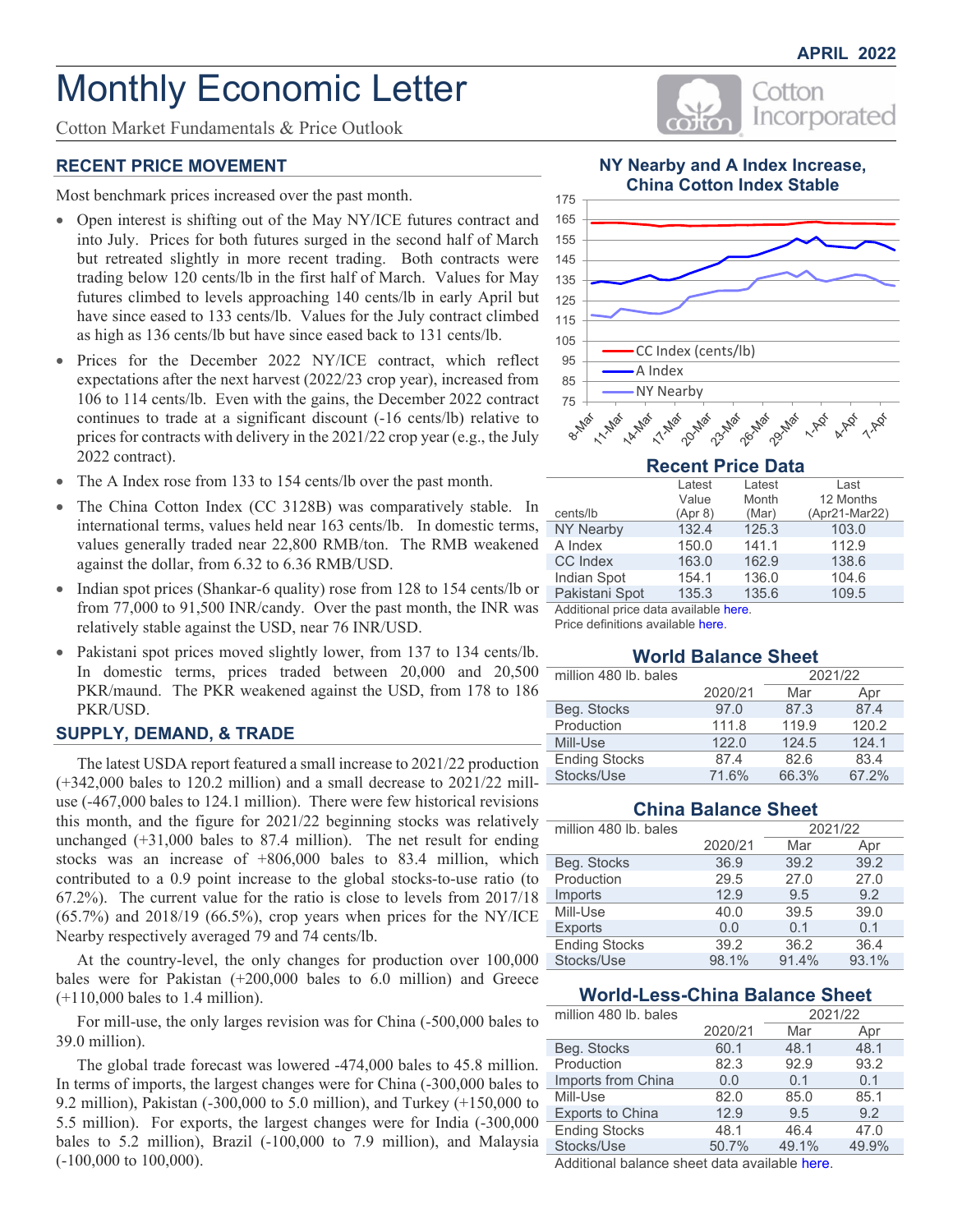APRIL 2022

# Monthly Economic Letter

Cotton Market Fundamentals & Price Outlook

## RECENT PRICE MOVEMENT

Most benchmark prices increased over the past month.

- Open interest is shifting out of the May NY/ICE futures contract and into July. Prices for both futures surged in the second half of March but retreated slightly in more recent trading. Both contracts were trading below 120 cents/lb in the first half of March. Values for May futures climbed to levels approaching 140 cents/lb in early April but have since eased to 133 cents/lb. Values for the July contract climbed as high as 136 cents/lb but have since eased back to 131 cents/lb.
- Prices for the December 2022 NY/ICE contract, which reflect expectations after the next harvest (2022/23 crop year), increased from 106 to 114 cents/lb. Even with the gains, the December 2022 contract continues to trade at a significant discount (-16 cents/lb) relative to prices for contracts with delivery in the 2021/22 crop year (e.g., the July 2022 contract).
- The A Index rose from 133 to 154 cents/lb over the past month.
- The China Cotton Index (CC 3128B) was comparatively stable. In international terms, values held near 163 cents/lb. In domestic terms, values generally traded near 22,800 RMB/ton. The RMB weakened against the dollar, from 6.32 to 6.36 RMB/USD.
- Indian spot prices (Shankar-6 quality) rose from 128 to 154 cents/lb or from 77,000 to 91,500 INR/candy. Over the past month, the INR was relatively stable against the USD, near 76 INR/USD.
- Pakistani spot prices moved slightly lower, from 137 to 134 cents/lb. In domestic terms, prices traded between 20,000 and 20,500 PKR/maund. The PKR weakened against the USD, from 178 to 186 PKR/USD.

## SUPPLY, DEMAND, & TRADE

The latest USDA report featured a small increase to 2021/22 production (+342,000 bales to 120.2 million) and a small decrease to 2021/22 mill-use (-467,000 bales to 124.1 million). There were few historical revisions this month, and the figure for 2021/22 beginning stocks was relatively unchanged (+31,000 bales to 87.4 million). The net result for ending stocks was an increase of +806,000 bales to 83.4 million, which contributed to a 0.9 point increase to the global stocks-to-use ratio (to 67.2%). The current value for the ratio is close to levels from 2017/18 (65.7%) and 2018/19 (66.5%), crop years when prices for the NY/ICE Nearby respectively averaged 79 and 74 cents/lb.

At the country-level, the only changes for production over 100,000 bales were for Pakistan (+200,000 bales to 6.0 million) and Greece (+110,000 bales to 1.4 million).

For mill-use, the only larges revision was for China (-500,000 bales to 39.0 million).

The global trade forecast was lowered -474,000 bales to 45.8 million. In terms of imports, the largest changes were for China (-300,000 bales to 9.2 million), Pakistan (-300,000 to 5.0 million), and Turkey (+150,000 to 5.5 million). For exports, the largest changes were for India (-300,000 bales to 5.2 million), Brazil (-100,000 to 7.9 million), and Malaysia (-100,000 to 100,000).

### NY Nearby and A Index Increase, China Cotton Index Stable

### Recent Price Data

| cents/lb | Latest Value (Apr 8) | Latest Month (Mar) | Last 12 Months (Apr21-Mar22) |
|---|---|---|---|
| NY Nearby | 132.4 | 125.3 | 103.0 |
| A Index | 150.0 | 141.1 | 112.9 |
| CC Index | 163.0 | 162.9 | 138.6 |
| Indian Spot | 154.1 | 136.0 | 104.6 |
| Pakistani Spot | 135.3 | 135.6 | 109.5 |

Additional price data available here.
Price definitions available here.

### World Balance Sheet

| million 480 lb. bales | 2020/21 | 2021/22 Mar | 2021/22 Apr |
|---|---|---|---|
| Beg. Stocks | 97.0 | 87.3 | 87.4 |
| Production | 111.8 | 119.9 | 120.2 |
| Mill-Use | 122.0 | 124.5 | 124.1 |
| Ending Stocks | 87.4 | 82.6 | 83.4 |
| Stocks/Use | 71.6% | 66.3% | 67.2% |

### China Balance Sheet

| million 480 lb. bales | 2020/21 | 2021/22 Mar | 2021/22 Apr |
|---|---|---|---|
| Beg. Stocks | 36.9 | 39.2 | 39.2 |
| Production | 29.5 | 27.0 | 27.0 |
| Imports | 12.9 | 9.5 | 9.2 |
| Mill-Use | 40.0 | 39.5 | 39.0 |
| Exports | 0.0 | 0.1 | 0.1 |
| Ending Stocks | 39.2 | 36.2 | 36.4 |
| Stocks/Use | 98.1% | 91.4% | 93.1% |

### World-Less-China Balance Sheet

| million 480 lb. bales | 2020/21 | 2021/22 Mar | 2021/22 Apr |
|---|---|---|---|
| Beg. Stocks | 60.1 | 48.1 | 48.1 |
| Production | 82.3 | 92.9 | 93.2 |
| Imports from China | 0.0 | 0.1 | 0.1 |
| Mill-Use | 82.0 | 85.0 | 85.1 |
| Exports to China | 12.9 | 9.5 | 9.2 |
| Ending Stocks | 48.1 | 46.4 | 47.0 |
| Stocks/Use | 50.7% | 49.1% | 49.9% |

Additional balance sheet data available here.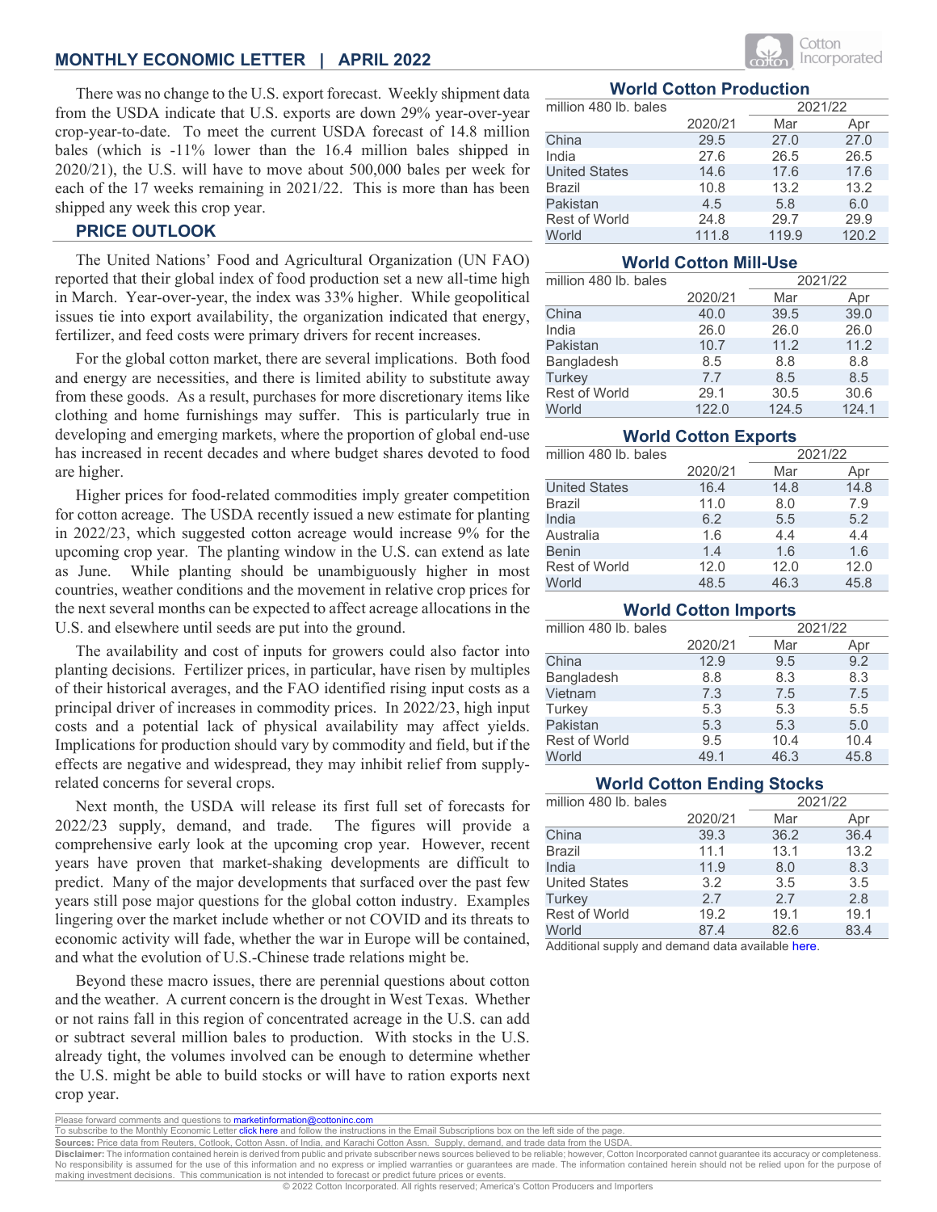There was no change to the U.S. export forecast. Weekly shipment data from the USDA indicate that U.S. exports are down 29% year-over-year crop-year-to-date. To meet the current USDA forecast of 14.8 million bales (which is -11% lower than the 16.4 million bales shipped in 2020/21), the U.S. will have to move about 500,000 bales per week for each of the 17 weeks remaining in 2021/22. This is more than has been shipped any week this crop year.

## PRICE OUTLOOK

The United Nations' Food and Agricultural Organization (UN FAO) reported that their global index of food production set a new all-time high in March. Year-over-year, the index was 33% higher. While geopolitical issues tie into export availability, the organization indicated that energy, fertilizer, and feed costs were primary drivers for recent increases.

For the global cotton market, there are several implications. Both food and energy are necessities, and there is limited ability to substitute away from these goods. As a result, purchases for more discretionary items like clothing and home furnishings may suffer. This is particularly true in developing and emerging markets, where the proportion of global end-use has increased in recent decades and where budget shares devoted to food are higher.

Higher prices for food-related commodities imply greater competition for cotton acreage. The USDA recently issued a new estimate for planting in 2022/23, which suggested cotton acreage would increase 9% for the upcoming crop year. The planting window in the U.S. can extend as late as June. While planting should be unambiguously higher in most countries, weather conditions and the movement in relative crop prices for the next several months can be expected to affect acreage allocations in the U.S. and elsewhere until seeds are put into the ground.

The availability and cost of inputs for growers could also factor into planting decisions. Fertilizer prices, in particular, have risen by multiples of their historical averages, and the FAO identified rising input costs as a principal driver of increases in commodity prices. In 2022/23, high input costs and a potential lack of physical availability may affect yields. Implications for production should vary by commodity and field, but if the effects are negative and widespread, they may inhibit relief from supply-related concerns for several crops.

Next month, the USDA will release its first full set of forecasts for 2022/23 supply, demand, and trade. The figures will provide a comprehensive early look at the upcoming crop year. However, recent years have proven that market-shaking developments are difficult to predict. Many of the major developments that surfaced over the past few years still pose major questions for the global cotton industry. Examples lingering over the market include whether or not COVID and its threats to economic activity will fade, whether the war in Europe will be contained, and what the evolution of U.S.-Chinese trade relations might be.

Beyond these macro issues, there are perennial questions about cotton and the weather. A current concern is the drought in West Texas. Whether or not rains fall in this region of concentrated acreage in the U.S. can add or subtract several million bales to production. With stocks in the U.S. already tight, the volumes involved can be enough to determine whether the U.S. might be able to build stocks or will have to ration exports next crop year.

### World Cotton Production

| million 480 lb. bales | | 2021/22 | |
|---|---|---|---|
| | 2020/21 | Mar | Apr |
| China | 29.5 | 27.0 | 27.0 |
| India | 27.6 | 26.5 | 26.5 |
| United States | 14.6 | 17.6 | 17.6 |
| Brazil | 10.8 | 13.2 | 13.2 |
| Pakistan | 4.5 | 5.8 | 6.0 |
| Rest of World | 24.8 | 29.7 | 29.9 |
| World | 111.8 | 119.9 | 120.2 |

### World Cotton Mill-Use

| million 480 lb. bales | | 2021/22 | |
|---|---|---|---|
| | 2020/21 | Mar | Apr |
| China | 40.0 | 39.5 | 39.0 |
| India | 26.0 | 26.0 | 26.0 |
| Pakistan | 10.7 | 11.2 | 11.2 |
| Bangladesh | 8.5 | 8.8 | 8.8 |
| Turkey | 7.7 | 8.5 | 8.5 |
| Rest of World | 29.1 | 30.5 | 30.6 |
| World | 122.0 | 124.5 | 124.1 |

### World Cotton Exports

| million 480 lb. bales | | 2021/22 | |
|---|---|---|---|
| | 2020/21 | Mar | Apr |
| United States | 16.4 | 14.8 | 14.8 |
| Brazil | 11.0 | 8.0 | 7.9 |
| India | 6.2 | 5.5 | 5.2 |
| Australia | 1.6 | 4.4 | 4.4 |
| Benin | 1.4 | 1.6 | 1.6 |
| Rest of World | 12.0 | 12.0 | 12.0 |
| World | 48.5 | 46.3 | 45.8 |

### World Cotton Imports

| million 480 lb. bales | | 2021/22 | |
|---|---|---|---|
| | 2020/21 | Mar | Apr |
| China | 12.9 | 9.5 | 9.2 |
| Bangladesh | 8.8 | 8.3 | 8.3 |
| Vietnam | 7.3 | 7.5 | 7.5 |
| Turkey | 5.3 | 5.3 | 5.5 |
| Pakistan | 5.3 | 5.3 | 5.0 |
| Rest of World | 9.5 | 10.4 | 10.4 |
| World | 49.1 | 46.3 | 45.8 |

### World Cotton Ending Stocks

| million 480 lb. bales | | 2021/22 | |
|---|---|---|---|
| | 2020/21 | Mar | Apr |
| China | 39.3 | 36.2 | 36.4 |
| Brazil | 11.1 | 13.1 | 13.2 |
| India | 11.9 | 8.0 | 8.3 |
| United States | 3.2 | 3.5 | 3.5 |
| Turkey | 2.7 | 2.7 | 2.8 |
| Rest of World | 19.2 | 19.1 | 19.1 |
| World | 87.4 | 82.6 | 83.4 |

Additional supply and demand data available here.

Please forward comments and questions to marketinformation@cottoninc.com

To subscribe to the Monthly Economic Letter click here and follow the instructions in the Email Subscriptions box on the left side of the page.

**Sources:** Price data from Reuters, Cotlook, Cotton Assn. of India, and Karachi Cotton Assn. Supply, demand, and trade data from the USDA.

**Disclaimer:** The information contained herein is derived from public and private subscriber news sources believed to be reliable; however, Cotton Incorporated cannot guarantee its accuracy or completeness. No responsibility is assumed for the use of this information and no express or implied warranties or guarantees are made. The information contained herein should not be relied upon for the purpose of making investment decisions. This communication is not intended to forecast or predict future prices or events.

© 2022 Cotton Incorporated. All rights reserved; America's Cotton Producers and Importers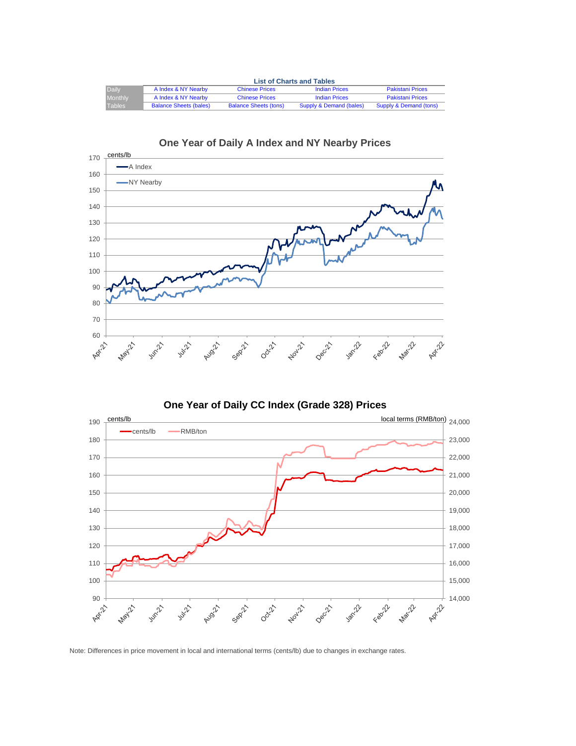**List of Charts and Tables**

| | | | | |
|---|---|---|---|---|
| Daily | A Index & NY Nearby | Chinese Prices | Indian Prices | Pakistani Prices |
| Monthly | A Index & NY Nearby | Chinese Prices | Indian Prices | Pakistani Prices |
| Tables | Balance Sheets (bales) | Balance Sheets (tons) | Supply & Demand (bales) | Supply & Demand (tons) |

## One Year of Daily A Index and NY Nearby Prices

## One Year of Daily CC Index (Grade 328) Prices

Note: Differences in price movement in local and international terms (cents/lb) due to changes in exchange rates.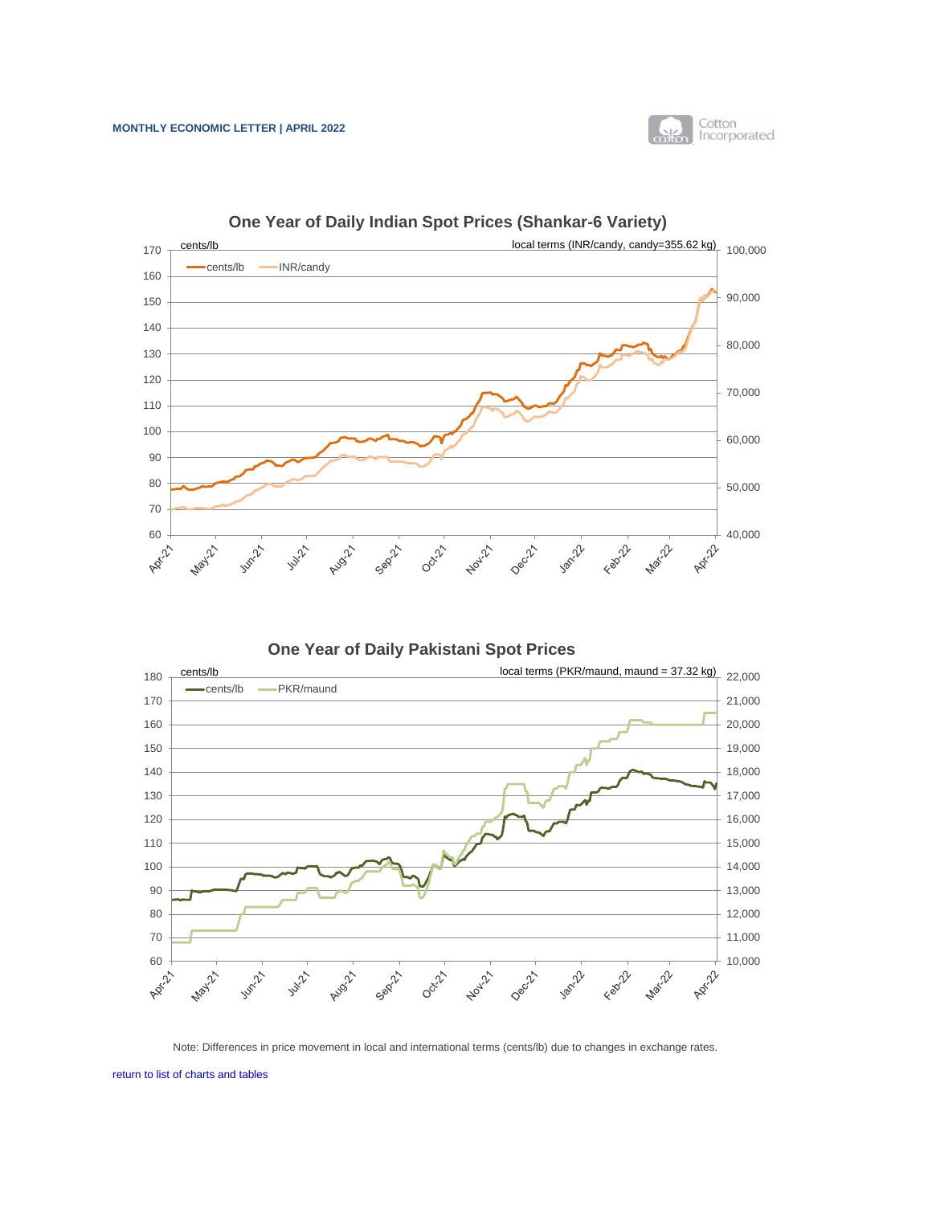## One Year of Daily Indian Spot Prices (Shankar-6 Variety)

## One Year of Daily Pakistani Spot Prices

Note: Differences in price movement in local and international terms (cents/lb) due to changes in exchange rates.

return to list of charts and tables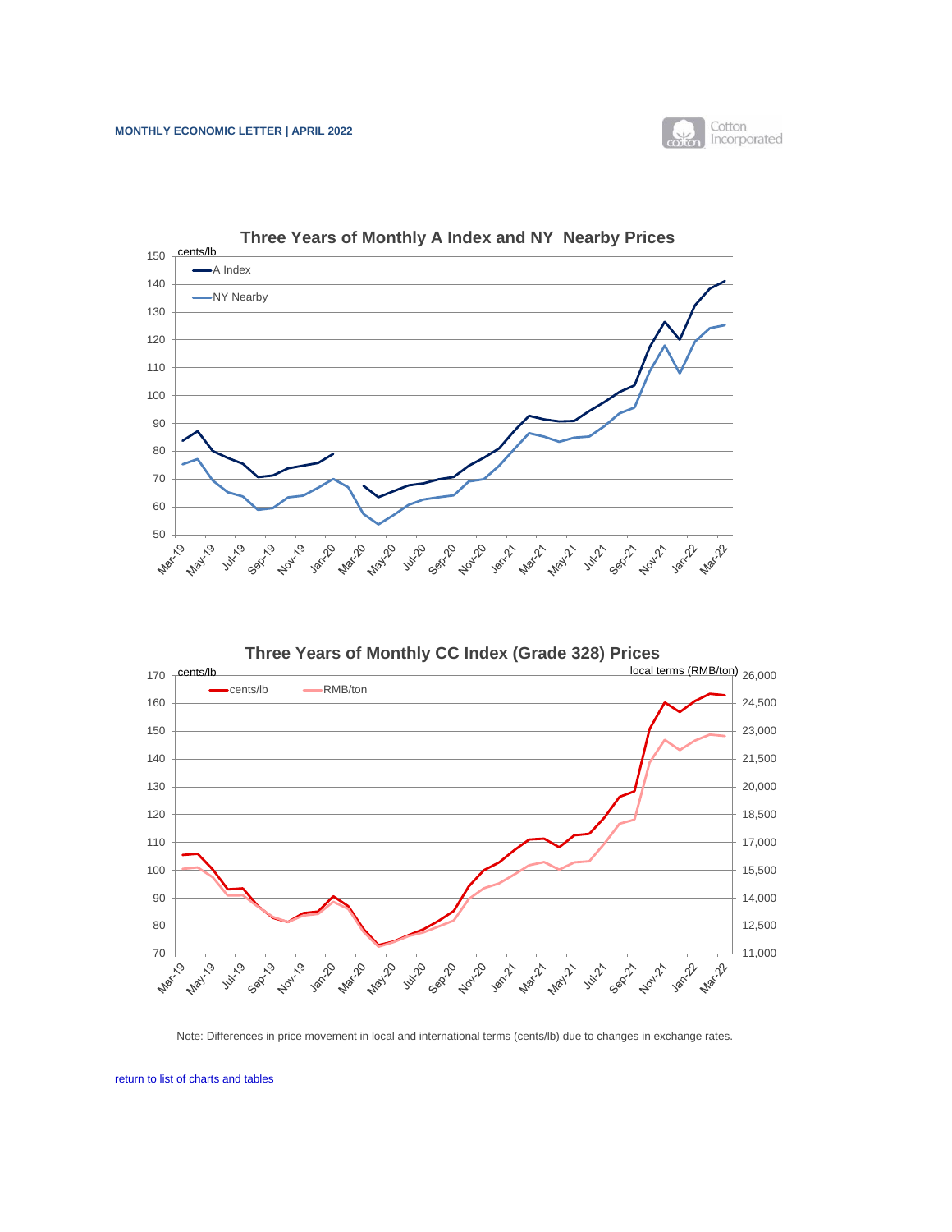## Three Years of Monthly A Index and NY Nearby Prices

## Three Years of Monthly CC Index (Grade 328) Prices

Note: Differences in price movement in local and international terms (cents/lb) due to changes in exchange rates.

return to list of charts and tables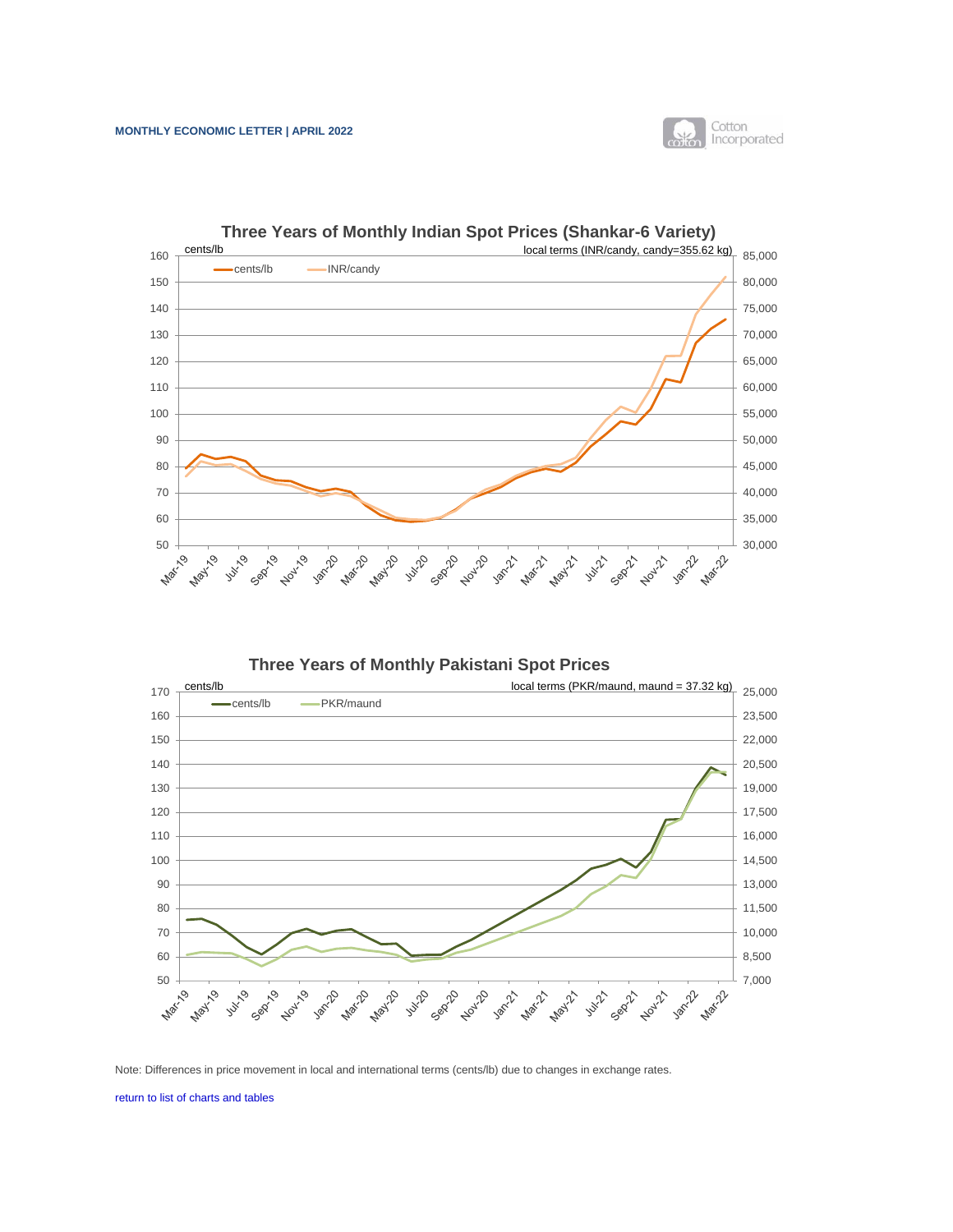### Three Years of Monthly Indian Spot Prices (Shankar-6 Variety)

cents/lb — local terms (INR/candy, candy=355.62 kg)

Legend: cents/lb, INR/candy

### Three Years of Monthly Pakistani Spot Prices

cents/lb — local terms (PKR/maund, maund = 37.32 kg)

Legend: cents/lb, PKR/maund

Note: Differences in price movement in local and international terms (cents/lb) due to changes in exchange rates.

return to list of charts and tables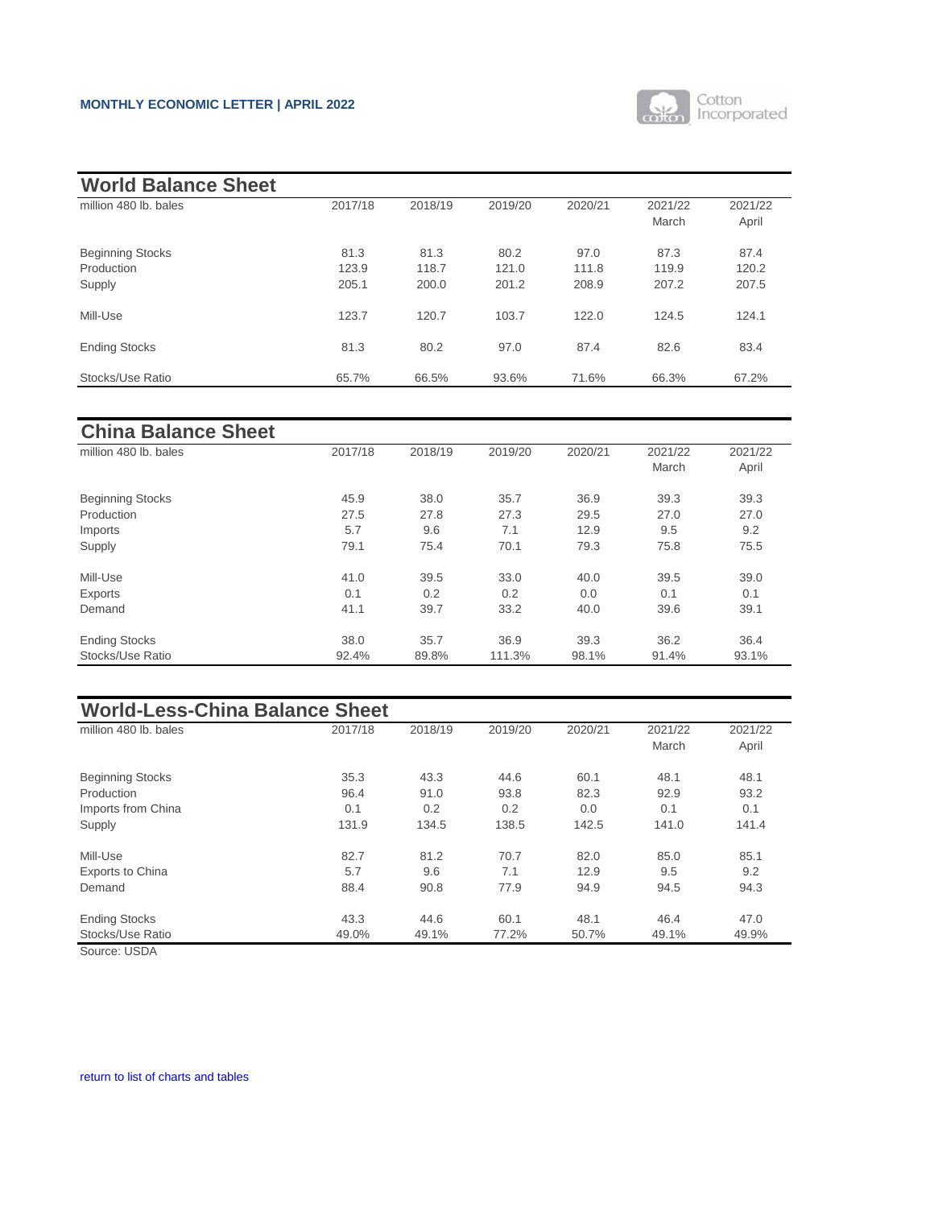MONTHLY ECONOMIC LETTER | APRIL 2022

## World Balance Sheet

| million 480 lb. bales | 2017/18 | 2018/19 | 2019/20 | 2020/21 | 2021/22 March | 2021/22 April |
|---|---|---|---|---|---|---|
| Beginning Stocks | 81.3 | 81.3 | 80.2 | 97.0 | 87.3 | 87.4 |
| Production | 123.9 | 118.7 | 121.0 | 111.8 | 119.9 | 120.2 |
| Supply | 205.1 | 200.0 | 201.2 | 208.9 | 207.2 | 207.5 |
| Mill-Use | 123.7 | 120.7 | 103.7 | 122.0 | 124.5 | 124.1 |
| Ending Stocks | 81.3 | 80.2 | 97.0 | 87.4 | 82.6 | 83.4 |
| Stocks/Use Ratio | 65.7% | 66.5% | 93.6% | 71.6% | 66.3% | 67.2% |

## China Balance Sheet

| million 480 lb. bales | 2017/18 | 2018/19 | 2019/20 | 2020/21 | 2021/22 March | 2021/22 April |
|---|---|---|---|---|---|---|
| Beginning Stocks | 45.9 | 38.0 | 35.7 | 36.9 | 39.3 | 39.3 |
| Production | 27.5 | 27.8 | 27.3 | 29.5 | 27.0 | 27.0 |
| Imports | 5.7 | 9.6 | 7.1 | 12.9 | 9.5 | 9.2 |
| Supply | 79.1 | 75.4 | 70.1 | 79.3 | 75.8 | 75.5 |
| Mill-Use | 41.0 | 39.5 | 33.0 | 40.0 | 39.5 | 39.0 |
| Exports | 0.1 | 0.2 | 0.2 | 0.0 | 0.1 | 0.1 |
| Demand | 41.1 | 39.7 | 33.2 | 40.0 | 39.6 | 39.1 |
| Ending Stocks | 38.0 | 35.7 | 36.9 | 39.3 | 36.2 | 36.4 |
| Stocks/Use Ratio | 92.4% | 89.8% | 111.3% | 98.1% | 91.4% | 93.1% |

## World-Less-China Balance Sheet

| million 480 lb. bales | 2017/18 | 2018/19 | 2019/20 | 2020/21 | 2021/22 March | 2021/22 April |
|---|---|---|---|---|---|---|
| Beginning Stocks | 35.3 | 43.3 | 44.6 | 60.1 | 48.1 | 48.1 |
| Production | 96.4 | 91.0 | 93.8 | 82.3 | 92.9 | 93.2 |
| Imports from China | 0.1 | 0.2 | 0.2 | 0.0 | 0.1 | 0.1 |
| Supply | 131.9 | 134.5 | 138.5 | 142.5 | 141.0 | 141.4 |
| Mill-Use | 82.7 | 81.2 | 70.7 | 82.0 | 85.0 | 85.1 |
| Exports to China | 5.7 | 9.6 | 7.1 | 12.9 | 9.5 | 9.2 |
| Demand | 88.4 | 90.8 | 77.9 | 94.9 | 94.5 | 94.3 |
| Ending Stocks | 43.3 | 44.6 | 60.1 | 48.1 | 46.4 | 47.0 |
| Stocks/Use Ratio | 49.0% | 49.1% | 77.2% | 50.7% | 49.1% | 49.9% |

Source: USDA

return to list of charts and tables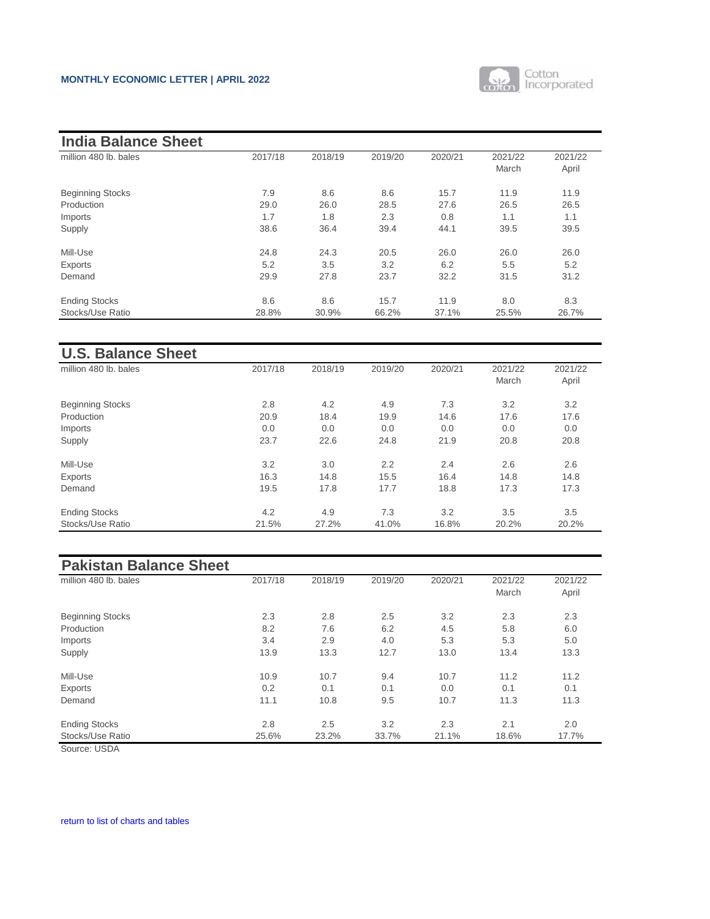## India Balance Sheet

| million 480 lb. bales | 2017/18 | 2018/19 | 2019/20 | 2020/21 | 2021/22 March | 2021/22 April |
|---|---|---|---|---|---|---|
| Beginning Stocks | 7.9 | 8.6 | 8.6 | 15.7 | 11.9 | 11.9 |
| Production | 29.0 | 26.0 | 28.5 | 27.6 | 26.5 | 26.5 |
| Imports | 1.7 | 1.8 | 2.3 | 0.8 | 1.1 | 1.1 |
| Supply | 38.6 | 36.4 | 39.4 | 44.1 | 39.5 | 39.5 |
| Mill-Use | 24.8 | 24.3 | 20.5 | 26.0 | 26.0 | 26.0 |
| Exports | 5.2 | 3.5 | 3.2 | 6.2 | 5.5 | 5.2 |
| Demand | 29.9 | 27.8 | 23.7 | 32.2 | 31.5 | 31.2 |
| Ending Stocks | 8.6 | 8.6 | 15.7 | 11.9 | 8.0 | 8.3 |
| Stocks/Use Ratio | 28.8% | 30.9% | 66.2% | 37.1% | 25.5% | 26.7% |

## U.S. Balance Sheet

| million 480 lb. bales | 2017/18 | 2018/19 | 2019/20 | 2020/21 | 2021/22 March | 2021/22 April |
|---|---|---|---|---|---|---|
| Beginning Stocks | 2.8 | 4.2 | 4.9 | 7.3 | 3.2 | 3.2 |
| Production | 20.9 | 18.4 | 19.9 | 14.6 | 17.6 | 17.6 |
| Imports | 0.0 | 0.0 | 0.0 | 0.0 | 0.0 | 0.0 |
| Supply | 23.7 | 22.6 | 24.8 | 21.9 | 20.8 | 20.8 |
| Mill-Use | 3.2 | 3.0 | 2.2 | 2.4 | 2.6 | 2.6 |
| Exports | 16.3 | 14.8 | 15.5 | 16.4 | 14.8 | 14.8 |
| Demand | 19.5 | 17.8 | 17.7 | 18.8 | 17.3 | 17.3 |
| Ending Stocks | 4.2 | 4.9 | 7.3 | 3.2 | 3.5 | 3.5 |
| Stocks/Use Ratio | 21.5% | 27.2% | 41.0% | 16.8% | 20.2% | 20.2% |

## Pakistan Balance Sheet

| million 480 lb. bales | 2017/18 | 2018/19 | 2019/20 | 2020/21 | 2021/22 March | 2021/22 April |
|---|---|---|---|---|---|---|
| Beginning Stocks | 2.3 | 2.8 | 2.5 | 3.2 | 2.3 | 2.3 |
| Production | 8.2 | 7.6 | 6.2 | 4.5 | 5.8 | 6.0 |
| Imports | 3.4 | 2.9 | 4.0 | 5.3 | 5.3 | 5.0 |
| Supply | 13.9 | 13.3 | 12.7 | 13.0 | 13.4 | 13.3 |
| Mill-Use | 10.9 | 10.7 | 9.4 | 10.7 | 11.2 | 11.2 |
| Exports | 0.2 | 0.1 | 0.1 | 0.0 | 0.1 | 0.1 |
| Demand | 11.1 | 10.8 | 9.5 | 10.7 | 11.3 | 11.3 |
| Ending Stocks | 2.8 | 2.5 | 3.2 | 2.3 | 2.1 | 2.0 |
| Stocks/Use Ratio | 25.6% | 23.2% | 33.7% | 21.1% | 18.6% | 17.7% |

Source: USDA

return to list of charts and tables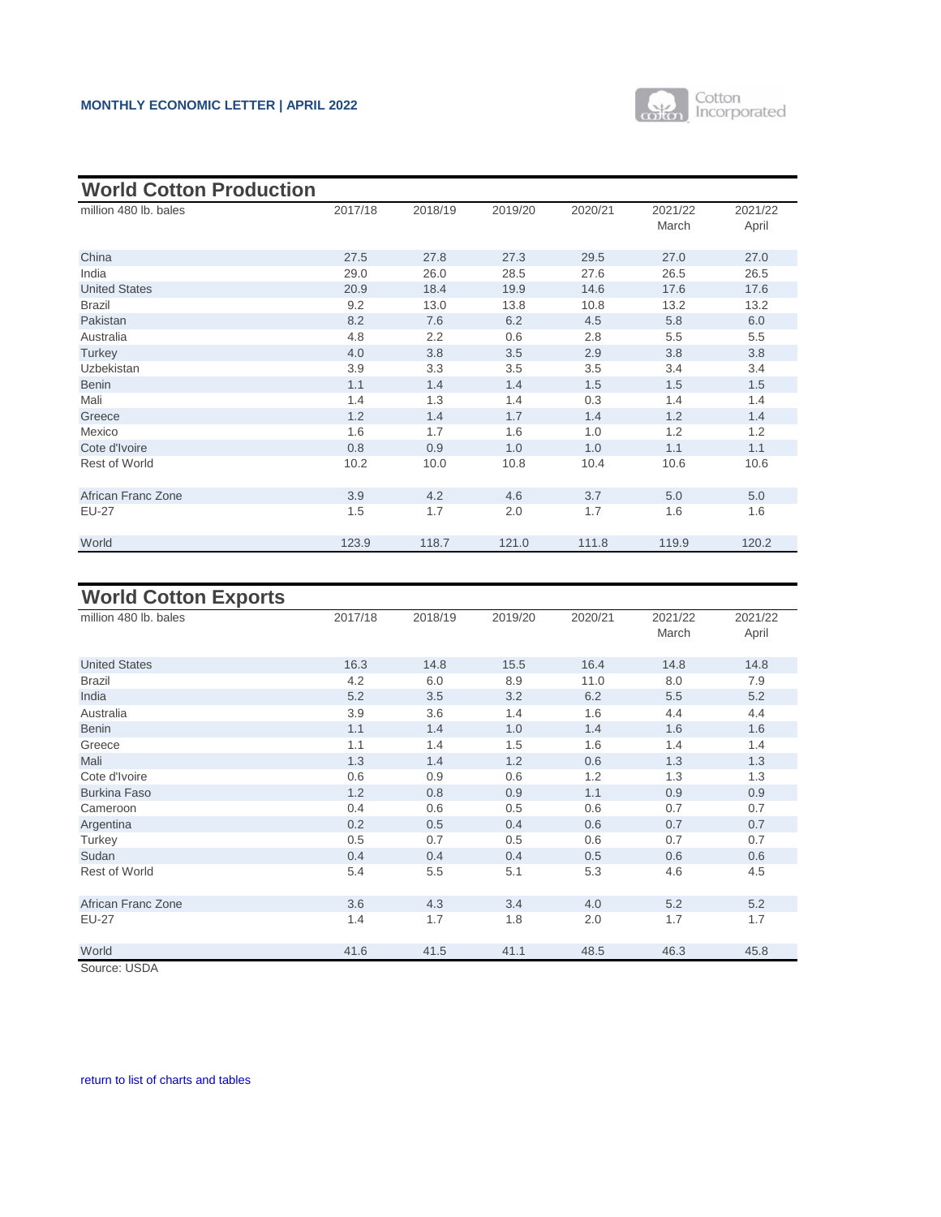## World Cotton Production

| million 480 lb. bales | 2017/18 | 2018/19 | 2019/20 | 2020/21 | 2021/22 March | 2021/22 April |
|---|---|---|---|---|---|---|
| China | 27.5 | 27.8 | 27.3 | 29.5 | 27.0 | 27.0 |
| India | 29.0 | 26.0 | 28.5 | 27.6 | 26.5 | 26.5 |
| United States | 20.9 | 18.4 | 19.9 | 14.6 | 17.6 | 17.6 |
| Brazil | 9.2 | 13.0 | 13.8 | 10.8 | 13.2 | 13.2 |
| Pakistan | 8.2 | 7.6 | 6.2 | 4.5 | 5.8 | 6.0 |
| Australia | 4.8 | 2.2 | 0.6 | 2.8 | 5.5 | 5.5 |
| Turkey | 4.0 | 3.8 | 3.5 | 2.9 | 3.8 | 3.8 |
| Uzbekistan | 3.9 | 3.3 | 3.5 | 3.5 | 3.4 | 3.4 |
| Benin | 1.1 | 1.4 | 1.4 | 1.5 | 1.5 | 1.5 |
| Mali | 1.4 | 1.3 | 1.4 | 0.3 | 1.4 | 1.4 |
| Greece | 1.2 | 1.4 | 1.7 | 1.4 | 1.2 | 1.4 |
| Mexico | 1.6 | 1.7 | 1.6 | 1.0 | 1.2 | 1.2 |
| Cote d'Ivoire | 0.8 | 0.9 | 1.0 | 1.0 | 1.1 | 1.1 |
| Rest of World | 10.2 | 10.0 | 10.8 | 10.4 | 10.6 | 10.6 |
| African Franc Zone | 3.9 | 4.2 | 4.6 | 3.7 | 5.0 | 5.0 |
| EU-27 | 1.5 | 1.7 | 2.0 | 1.7 | 1.6 | 1.6 |
| World | 123.9 | 118.7 | 121.0 | 111.8 | 119.9 | 120.2 |

## World Cotton Exports

| million 480 lb. bales | 2017/18 | 2018/19 | 2019/20 | 2020/21 | 2021/22 March | 2021/22 April |
|---|---|---|---|---|---|---|
| United States | 16.3 | 14.8 | 15.5 | 16.4 | 14.8 | 14.8 |
| Brazil | 4.2 | 6.0 | 8.9 | 11.0 | 8.0 | 7.9 |
| India | 5.2 | 3.5 | 3.2 | 6.2 | 5.5 | 5.2 |
| Australia | 3.9 | 3.6 | 1.4 | 1.6 | 4.4 | 4.4 |
| Benin | 1.1 | 1.4 | 1.0 | 1.4 | 1.6 | 1.6 |
| Greece | 1.1 | 1.4 | 1.5 | 1.6 | 1.4 | 1.4 |
| Mali | 1.3 | 1.4 | 1.2 | 0.6 | 1.3 | 1.3 |
| Cote d'Ivoire | 0.6 | 0.9 | 0.6 | 1.2 | 1.3 | 1.3 |
| Burkina Faso | 1.2 | 0.8 | 0.9 | 1.1 | 0.9 | 0.9 |
| Cameroon | 0.4 | 0.6 | 0.5 | 0.6 | 0.7 | 0.7 |
| Argentina | 0.2 | 0.5 | 0.4 | 0.6 | 0.7 | 0.7 |
| Turkey | 0.5 | 0.7 | 0.5 | 0.6 | 0.7 | 0.7 |
| Sudan | 0.4 | 0.4 | 0.4 | 0.5 | 0.6 | 0.6 |
| Rest of World | 5.4 | 5.5 | 5.1 | 5.3 | 4.6 | 4.5 |
| African Franc Zone | 3.6 | 4.3 | 3.4 | 4.0 | 5.2 | 5.2 |
| EU-27 | 1.4 | 1.7 | 1.8 | 2.0 | 1.7 | 1.7 |
| World | 41.6 | 41.5 | 41.1 | 48.5 | 46.3 | 45.8 |

Source: USDA

return to list of charts and tables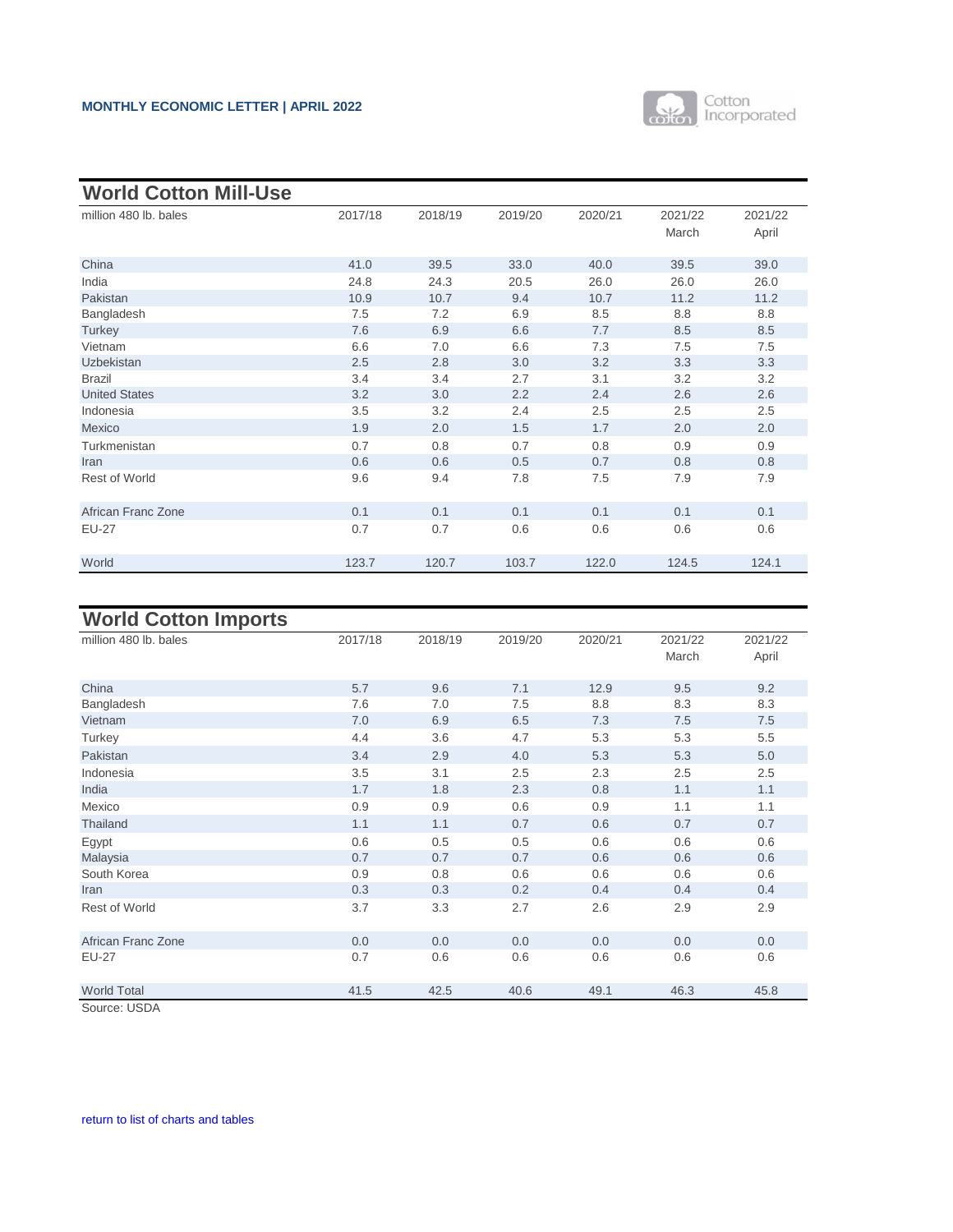## World Cotton Mill-Use

| million 480 lb. bales | 2017/18 | 2018/19 | 2019/20 | 2020/21 | 2021/22 March | 2021/22 April |
|---|---|---|---|---|---|---|
| China | 41.0 | 39.5 | 33.0 | 40.0 | 39.5 | 39.0 |
| India | 24.8 | 24.3 | 20.5 | 26.0 | 26.0 | 26.0 |
| Pakistan | 10.9 | 10.7 | 9.4 | 10.7 | 11.2 | 11.2 |
| Bangladesh | 7.5 | 7.2 | 6.9 | 8.5 | 8.8 | 8.8 |
| Turkey | 7.6 | 6.9 | 6.6 | 7.7 | 8.5 | 8.5 |
| Vietnam | 6.6 | 7.0 | 6.6 | 7.3 | 7.5 | 7.5 |
| Uzbekistan | 2.5 | 2.8 | 3.0 | 3.2 | 3.3 | 3.3 |
| Brazil | 3.4 | 3.4 | 2.7 | 3.1 | 3.2 | 3.2 |
| United States | 3.2 | 3.0 | 2.2 | 2.4 | 2.6 | 2.6 |
| Indonesia | 3.5 | 3.2 | 2.4 | 2.5 | 2.5 | 2.5 |
| Mexico | 1.9 | 2.0 | 1.5 | 1.7 | 2.0 | 2.0 |
| Turkmenistan | 0.7 | 0.8 | 0.7 | 0.8 | 0.9 | 0.9 |
| Iran | 0.6 | 0.6 | 0.5 | 0.7 | 0.8 | 0.8 |
| Rest of World | 9.6 | 9.4 | 7.8 | 7.5 | 7.9 | 7.9 |
| African Franc Zone | 0.1 | 0.1 | 0.1 | 0.1 | 0.1 | 0.1 |
| EU-27 | 0.7 | 0.7 | 0.6 | 0.6 | 0.6 | 0.6 |
| World | 123.7 | 120.7 | 103.7 | 122.0 | 124.5 | 124.1 |

## World Cotton Imports

| million 480 lb. bales | 2017/18 | 2018/19 | 2019/20 | 2020/21 | 2021/22 March | 2021/22 April |
|---|---|---|---|---|---|---|
| China | 5.7 | 9.6 | 7.1 | 12.9 | 9.5 | 9.2 |
| Bangladesh | 7.6 | 7.0 | 7.5 | 8.8 | 8.3 | 8.3 |
| Vietnam | 7.0 | 6.9 | 6.5 | 7.3 | 7.5 | 7.5 |
| Turkey | 4.4 | 3.6 | 4.7 | 5.3 | 5.3 | 5.5 |
| Pakistan | 3.4 | 2.9 | 4.0 | 5.3 | 5.3 | 5.0 |
| Indonesia | 3.5 | 3.1 | 2.5 | 2.3 | 2.5 | 2.5 |
| India | 1.7 | 1.8 | 2.3 | 0.8 | 1.1 | 1.1 |
| Mexico | 0.9 | 0.9 | 0.6 | 0.9 | 1.1 | 1.1 |
| Thailand | 1.1 | 1.1 | 0.7 | 0.6 | 0.7 | 0.7 |
| Egypt | 0.6 | 0.5 | 0.5 | 0.6 | 0.6 | 0.6 |
| Malaysia | 0.7 | 0.7 | 0.7 | 0.6 | 0.6 | 0.6 |
| South Korea | 0.9 | 0.8 | 0.6 | 0.6 | 0.6 | 0.6 |
| Iran | 0.3 | 0.3 | 0.2 | 0.4 | 0.4 | 0.4 |
| Rest of World | 3.7 | 3.3 | 2.7 | 2.6 | 2.9 | 2.9 |
| African Franc Zone | 0.0 | 0.0 | 0.0 | 0.0 | 0.0 | 0.0 |
| EU-27 | 0.7 | 0.6 | 0.6 | 0.6 | 0.6 | 0.6 |
| World Total | 41.5 | 42.5 | 40.6 | 49.1 | 46.3 | 45.8 |

Source: USDA

return to list of charts and tables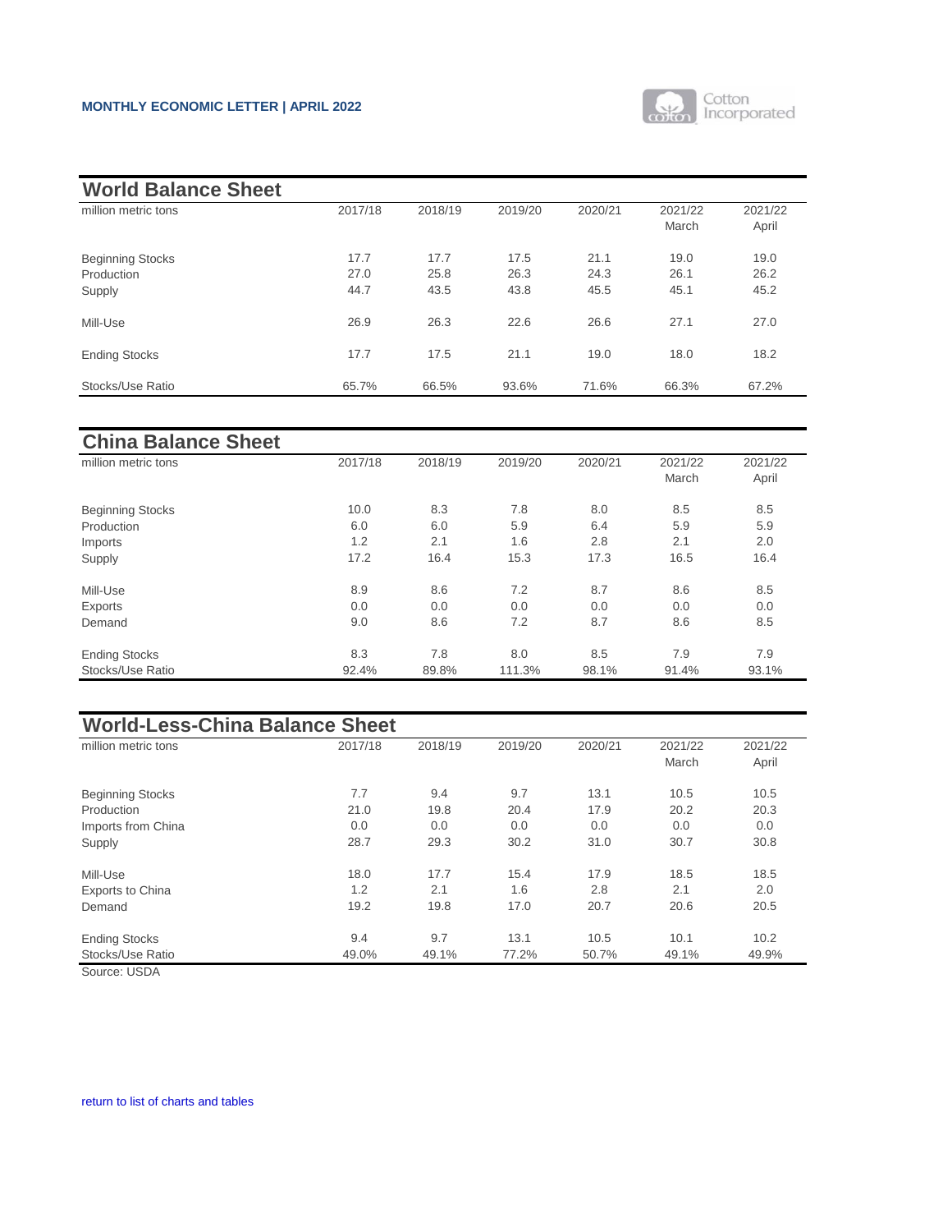## World Balance Sheet

| million metric tons | 2017/18 | 2018/19 | 2019/20 | 2020/21 | 2021/22 March | 2021/22 April |
|---|---|---|---|---|---|---|
| Beginning Stocks | 17.7 | 17.7 | 17.5 | 21.1 | 19.0 | 19.0 |
| Production | 27.0 | 25.8 | 26.3 | 24.3 | 26.1 | 26.2 |
| Supply | 44.7 | 43.5 | 43.8 | 45.5 | 45.1 | 45.2 |
| Mill-Use | 26.9 | 26.3 | 22.6 | 26.6 | 27.1 | 27.0 |
| Ending Stocks | 17.7 | 17.5 | 21.1 | 19.0 | 18.0 | 18.2 |
| Stocks/Use Ratio | 65.7% | 66.5% | 93.6% | 71.6% | 66.3% | 67.2% |

## China Balance Sheet

| million metric tons | 2017/18 | 2018/19 | 2019/20 | 2020/21 | 2021/22 March | 2021/22 April |
|---|---|---|---|---|---|---|
| Beginning Stocks | 10.0 | 8.3 | 7.8 | 8.0 | 8.5 | 8.5 |
| Production | 6.0 | 6.0 | 5.9 | 6.4 | 5.9 | 5.9 |
| Imports | 1.2 | 2.1 | 1.6 | 2.8 | 2.1 | 2.0 |
| Supply | 17.2 | 16.4 | 15.3 | 17.3 | 16.5 | 16.4 |
| Mill-Use | 8.9 | 8.6 | 7.2 | 8.7 | 8.6 | 8.5 |
| Exports | 0.0 | 0.0 | 0.0 | 0.0 | 0.0 | 0.0 |
| Demand | 9.0 | 8.6 | 7.2 | 8.7 | 8.6 | 8.5 |
| Ending Stocks | 8.3 | 7.8 | 8.0 | 8.5 | 7.9 | 7.9 |
| Stocks/Use Ratio | 92.4% | 89.8% | 111.3% | 98.1% | 91.4% | 93.1% |

## World-Less-China Balance Sheet

| million metric tons | 2017/18 | 2018/19 | 2019/20 | 2020/21 | 2021/22 March | 2021/22 April |
|---|---|---|---|---|---|---|
| Beginning Stocks | 7.7 | 9.4 | 9.7 | 13.1 | 10.5 | 10.5 |
| Production | 21.0 | 19.8 | 20.4 | 17.9 | 20.2 | 20.3 |
| Imports from China | 0.0 | 0.0 | 0.0 | 0.0 | 0.0 | 0.0 |
| Supply | 28.7 | 29.3 | 30.2 | 31.0 | 30.7 | 30.8 |
| Mill-Use | 18.0 | 17.7 | 15.4 | 17.9 | 18.5 | 18.5 |
| Exports to China | 1.2 | 2.1 | 1.6 | 2.8 | 2.1 | 2.0 |
| Demand | 19.2 | 19.8 | 17.0 | 20.7 | 20.6 | 20.5 |
| Ending Stocks | 9.4 | 9.7 | 13.1 | 10.5 | 10.1 | 10.2 |
| Stocks/Use Ratio | 49.0% | 49.1% | 77.2% | 50.7% | 49.1% | 49.9% |

Source: USDA

return to list of charts and tables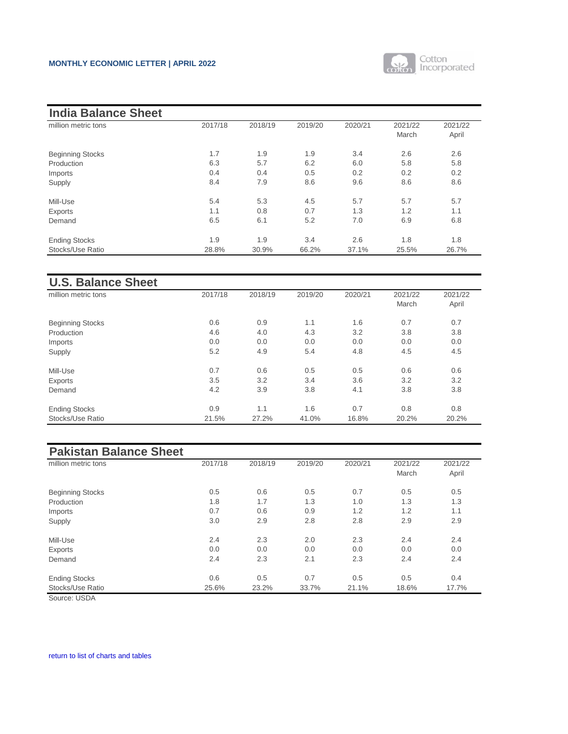## India Balance Sheet

| million metric tons | 2017/18 | 2018/19 | 2019/20 | 2020/21 | 2021/22 March | 2021/22 April |
|---|---|---|---|---|---|---|
| Beginning Stocks | 1.7 | 1.9 | 1.9 | 3.4 | 2.6 | 2.6 |
| Production | 6.3 | 5.7 | 6.2 | 6.0 | 5.8 | 5.8 |
| Imports | 0.4 | 0.4 | 0.5 | 0.2 | 0.2 | 0.2 |
| Supply | 8.4 | 7.9 | 8.6 | 9.6 | 8.6 | 8.6 |
| Mill-Use | 5.4 | 5.3 | 4.5 | 5.7 | 5.7 | 5.7 |
| Exports | 1.1 | 0.8 | 0.7 | 1.3 | 1.2 | 1.1 |
| Demand | 6.5 | 6.1 | 5.2 | 7.0 | 6.9 | 6.8 |
| Ending Stocks | 1.9 | 1.9 | 3.4 | 2.6 | 1.8 | 1.8 |
| Stocks/Use Ratio | 28.8% | 30.9% | 66.2% | 37.1% | 25.5% | 26.7% |

## U.S. Balance Sheet

| million metric tons | 2017/18 | 2018/19 | 2019/20 | 2020/21 | 2021/22 March | 2021/22 April |
|---|---|---|---|---|---|---|
| Beginning Stocks | 0.6 | 0.9 | 1.1 | 1.6 | 0.7 | 0.7 |
| Production | 4.6 | 4.0 | 4.3 | 3.2 | 3.8 | 3.8 |
| Imports | 0.0 | 0.0 | 0.0 | 0.0 | 0.0 | 0.0 |
| Supply | 5.2 | 4.9 | 5.4 | 4.8 | 4.5 | 4.5 |
| Mill-Use | 0.7 | 0.6 | 0.5 | 0.5 | 0.6 | 0.6 |
| Exports | 3.5 | 3.2 | 3.4 | 3.6 | 3.2 | 3.2 |
| Demand | 4.2 | 3.9 | 3.8 | 4.1 | 3.8 | 3.8 |
| Ending Stocks | 0.9 | 1.1 | 1.6 | 0.7 | 0.8 | 0.8 |
| Stocks/Use Ratio | 21.5% | 27.2% | 41.0% | 16.8% | 20.2% | 20.2% |

## Pakistan Balance Sheet

| million metric tons | 2017/18 | 2018/19 | 2019/20 | 2020/21 | 2021/22 March | 2021/22 April |
|---|---|---|---|---|---|---|
| Beginning Stocks | 0.5 | 0.6 | 0.5 | 0.7 | 0.5 | 0.5 |
| Production | 1.8 | 1.7 | 1.3 | 1.0 | 1.3 | 1.3 |
| Imports | 0.7 | 0.6 | 0.9 | 1.2 | 1.2 | 1.1 |
| Supply | 3.0 | 2.9 | 2.8 | 2.8 | 2.9 | 2.9 |
| Mill-Use | 2.4 | 2.3 | 2.0 | 2.3 | 2.4 | 2.4 |
| Exports | 0.0 | 0.0 | 0.0 | 0.0 | 0.0 | 0.0 |
| Demand | 2.4 | 2.3 | 2.1 | 2.3 | 2.4 | 2.4 |
| Ending Stocks | 0.6 | 0.5 | 0.7 | 0.5 | 0.5 | 0.4 |
| Stocks/Use Ratio | 25.6% | 23.2% | 33.7% | 21.1% | 18.6% | 17.7% |

Source: USDA

return to list of charts and tables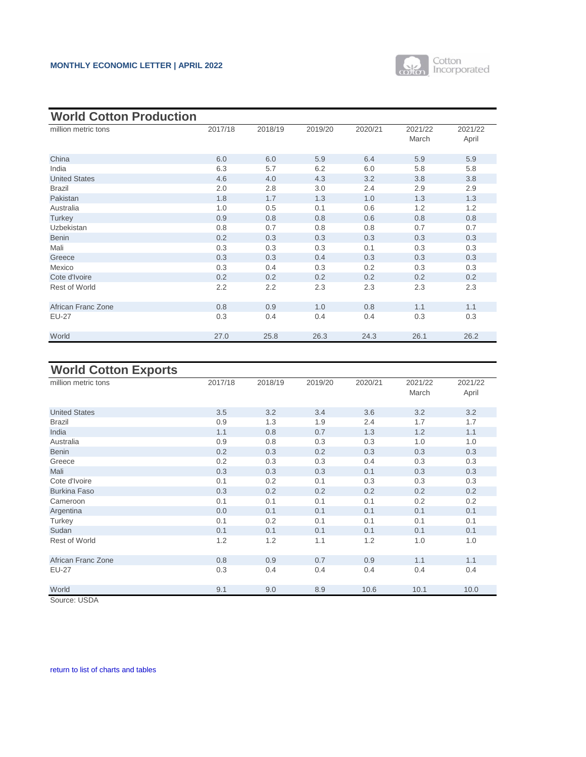## World Cotton Production

| million metric tons | 2017/18 | 2018/19 | 2019/20 | 2020/21 | 2021/22 March | 2021/22 April |
|---|---|---|---|---|---|---|
| China | 6.0 | 6.0 | 5.9 | 6.4 | 5.9 | 5.9 |
| India | 6.3 | 5.7 | 6.2 | 6.0 | 5.8 | 5.8 |
| United States | 4.6 | 4.0 | 4.3 | 3.2 | 3.8 | 3.8 |
| Brazil | 2.0 | 2.8 | 3.0 | 2.4 | 2.9 | 2.9 |
| Pakistan | 1.8 | 1.7 | 1.3 | 1.0 | 1.3 | 1.3 |
| Australia | 1.0 | 0.5 | 0.1 | 0.6 | 1.2 | 1.2 |
| Turkey | 0.9 | 0.8 | 0.8 | 0.6 | 0.8 | 0.8 |
| Uzbekistan | 0.8 | 0.7 | 0.8 | 0.8 | 0.7 | 0.7 |
| Benin | 0.2 | 0.3 | 0.3 | 0.3 | 0.3 | 0.3 |
| Mali | 0.3 | 0.3 | 0.3 | 0.1 | 0.3 | 0.3 |
| Greece | 0.3 | 0.3 | 0.4 | 0.3 | 0.3 | 0.3 |
| Mexico | 0.3 | 0.4 | 0.3 | 0.2 | 0.3 | 0.3 |
| Cote d'Ivoire | 0.2 | 0.2 | 0.2 | 0.2 | 0.2 | 0.2 |
| Rest of World | 2.2 | 2.2 | 2.3 | 2.3 | 2.3 | 2.3 |
| African Franc Zone | 0.8 | 0.9 | 1.0 | 0.8 | 1.1 | 1.1 |
| EU-27 | 0.3 | 0.4 | 0.4 | 0.4 | 0.3 | 0.3 |
| World | 27.0 | 25.8 | 26.3 | 24.3 | 26.1 | 26.2 |

## World Cotton Exports

| million metric tons | 2017/18 | 2018/19 | 2019/20 | 2020/21 | 2021/22 March | 2021/22 April |
|---|---|---|---|---|---|---|
| United States | 3.5 | 3.2 | 3.4 | 3.6 | 3.2 | 3.2 |
| Brazil | 0.9 | 1.3 | 1.9 | 2.4 | 1.7 | 1.7 |
| India | 1.1 | 0.8 | 0.7 | 1.3 | 1.2 | 1.1 |
| Australia | 0.9 | 0.8 | 0.3 | 0.3 | 1.0 | 1.0 |
| Benin | 0.2 | 0.3 | 0.2 | 0.3 | 0.3 | 0.3 |
| Greece | 0.2 | 0.3 | 0.3 | 0.4 | 0.3 | 0.3 |
| Mali | 0.3 | 0.3 | 0.3 | 0.1 | 0.3 | 0.3 |
| Cote d'Ivoire | 0.1 | 0.2 | 0.1 | 0.3 | 0.3 | 0.3 |
| Burkina Faso | 0.3 | 0.2 | 0.2 | 0.2 | 0.2 | 0.2 |
| Cameroon | 0.1 | 0.1 | 0.1 | 0.1 | 0.2 | 0.2 |
| Argentina | 0.0 | 0.1 | 0.1 | 0.1 | 0.1 | 0.1 |
| Turkey | 0.1 | 0.2 | 0.1 | 0.1 | 0.1 | 0.1 |
| Sudan | 0.1 | 0.1 | 0.1 | 0.1 | 0.1 | 0.1 |
| Rest of World | 1.2 | 1.2 | 1.1 | 1.2 | 1.0 | 1.0 |
| African Franc Zone | 0.8 | 0.9 | 0.7 | 0.9 | 1.1 | 1.1 |
| EU-27 | 0.3 | 0.4 | 0.4 | 0.4 | 0.4 | 0.4 |
| World | 9.1 | 9.0 | 8.9 | 10.6 | 10.1 | 10.0 |

Source: USDA

return to list of charts and tables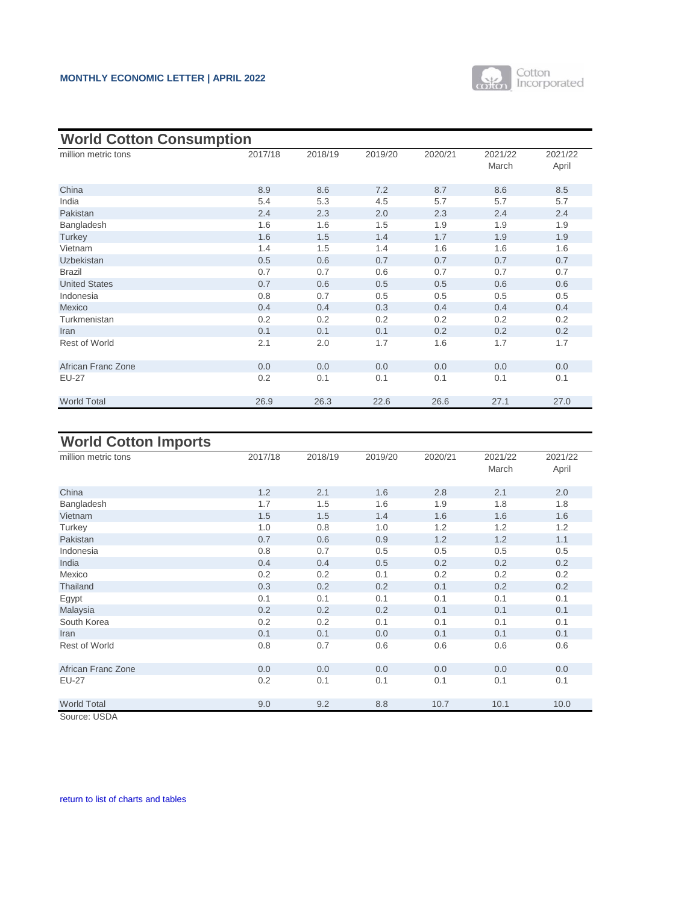## World Cotton Consumption

| million metric tons | 2017/18 | 2018/19 | 2019/20 | 2020/21 | 2021/22 March | 2021/22 April |
|---|---|---|---|---|---|---|
| China | 8.9 | 8.6 | 7.2 | 8.7 | 8.6 | 8.5 |
| India | 5.4 | 5.3 | 4.5 | 5.7 | 5.7 | 5.7 |
| Pakistan | 2.4 | 2.3 | 2.0 | 2.3 | 2.4 | 2.4 |
| Bangladesh | 1.6 | 1.6 | 1.5 | 1.9 | 1.9 | 1.9 |
| Turkey | 1.6 | 1.5 | 1.4 | 1.7 | 1.9 | 1.9 |
| Vietnam | 1.4 | 1.5 | 1.4 | 1.6 | 1.6 | 1.6 |
| Uzbekistan | 0.5 | 0.6 | 0.7 | 0.7 | 0.7 | 0.7 |
| Brazil | 0.7 | 0.7 | 0.6 | 0.7 | 0.7 | 0.7 |
| United States | 0.7 | 0.6 | 0.5 | 0.5 | 0.6 | 0.6 |
| Indonesia | 0.8 | 0.7 | 0.5 | 0.5 | 0.5 | 0.5 |
| Mexico | 0.4 | 0.4 | 0.3 | 0.4 | 0.4 | 0.4 |
| Turkmenistan | 0.2 | 0.2 | 0.2 | 0.2 | 0.2 | 0.2 |
| Iran | 0.1 | 0.1 | 0.1 | 0.2 | 0.2 | 0.2 |
| Rest of World | 2.1 | 2.0 | 1.7 | 1.6 | 1.7 | 1.7 |
| African Franc Zone | 0.0 | 0.0 | 0.0 | 0.0 | 0.0 | 0.0 |
| EU-27 | 0.2 | 0.1 | 0.1 | 0.1 | 0.1 | 0.1 |
| World Total | 26.9 | 26.3 | 22.6 | 26.6 | 27.1 | 27.0 |

## World Cotton Imports

| million metric tons | 2017/18 | 2018/19 | 2019/20 | 2020/21 | 2021/22 March | 2021/22 April |
|---|---|---|---|---|---|---|
| China | 1.2 | 2.1 | 1.6 | 2.8 | 2.1 | 2.0 |
| Bangladesh | 1.7 | 1.5 | 1.6 | 1.9 | 1.8 | 1.8 |
| Vietnam | 1.5 | 1.5 | 1.4 | 1.6 | 1.6 | 1.6 |
| Turkey | 1.0 | 0.8 | 1.0 | 1.2 | 1.2 | 1.2 |
| Pakistan | 0.7 | 0.6 | 0.9 | 1.2 | 1.2 | 1.1 |
| Indonesia | 0.8 | 0.7 | 0.5 | 0.5 | 0.5 | 0.5 |
| India | 0.4 | 0.4 | 0.5 | 0.2 | 0.2 | 0.2 |
| Mexico | 0.2 | 0.2 | 0.1 | 0.2 | 0.2 | 0.2 |
| Thailand | 0.3 | 0.2 | 0.2 | 0.1 | 0.2 | 0.2 |
| Egypt | 0.1 | 0.1 | 0.1 | 0.1 | 0.1 | 0.1 |
| Malaysia | 0.2 | 0.2 | 0.2 | 0.1 | 0.1 | 0.1 |
| South Korea | 0.2 | 0.2 | 0.1 | 0.1 | 0.1 | 0.1 |
| Iran | 0.1 | 0.1 | 0.0 | 0.1 | 0.1 | 0.1 |
| Rest of World | 0.8 | 0.7 | 0.6 | 0.6 | 0.6 | 0.6 |
| African Franc Zone | 0.0 | 0.0 | 0.0 | 0.0 | 0.0 | 0.0 |
| EU-27 | 0.2 | 0.1 | 0.1 | 0.1 | 0.1 | 0.1 |
| World Total | 9.0 | 9.2 | 8.8 | 10.7 | 10.1 | 10.0 |

Source: USDA

return to list of charts and tables